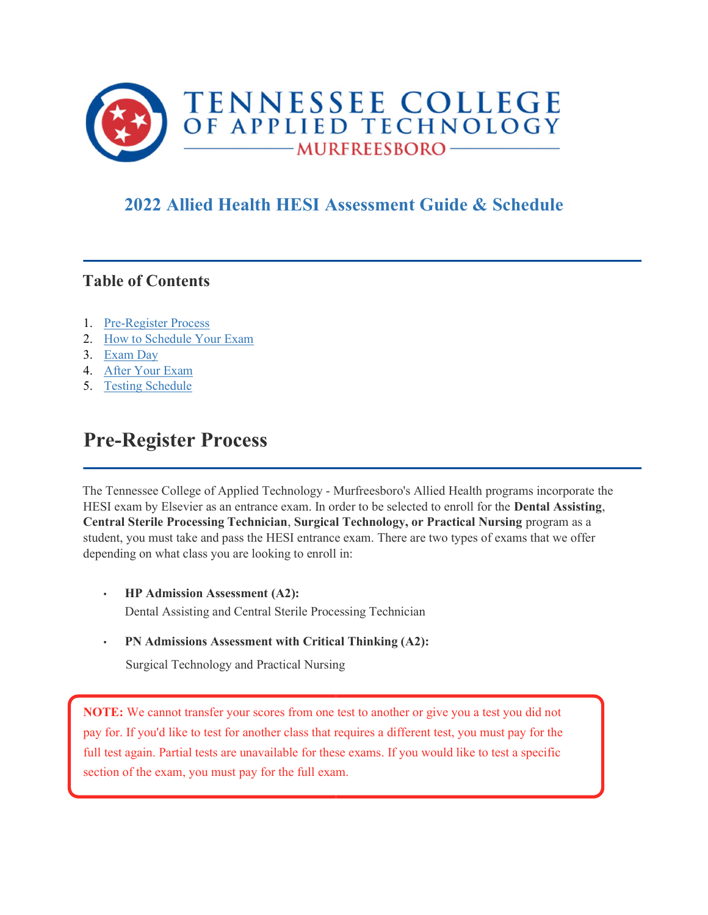# TENNESSEE COLLEGE OF APPLIED TECHNOLOGY
MURFREESBORO

## 2022 Allied Health HESI Assessment Guide & Schedule

### Table of Contents

1. Pre-Register Process
2. How to Schedule Your Exam
3. Exam Day
4. After Your Exam
5. Testing Schedule

## Pre-Register Process

The Tennessee College of Applied Technology - Murfreesboro's Allied Health programs incorporate the HESI exam by Elsevier as an entrance exam. In order to be selected to enroll for the **Dental Assisting**, **Central Sterile Processing Technician**, **Surgical Technology, or Practical Nursing** program as a student, you must take and pass the HESI entrance exam. There are two types of exams that we offer depending on what class you are looking to enroll in:

- **HP Admission Assessment (A2):**
  Dental Assisting and Central Sterile Processing Technician
- **PN Admissions Assessment with Critical Thinking (A2):**
  Surgical Technology and Practical Nursing

**NOTE:** We cannot transfer your scores from one test to another or give you a test you did not pay for. If you'd like to test for another class that requires a different test, you must pay for the full test again. Partial tests are unavailable for these exams. If you would like to test a specific section of the exam, you must pay for the full exam.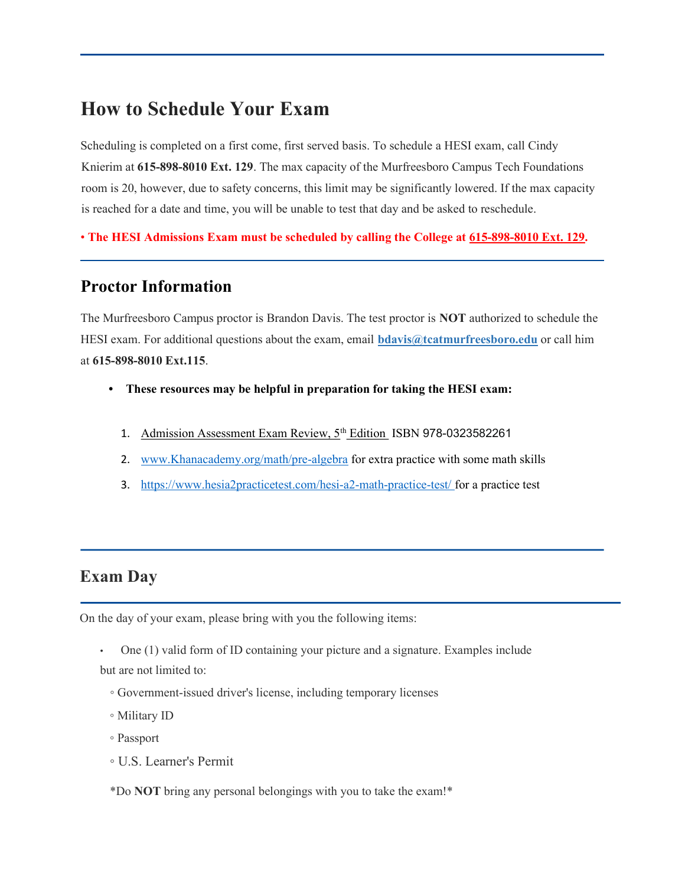## How to Schedule Your Exam

Scheduling is completed on a first come, first served basis. To schedule a HESI exam, call Cindy Knierim at **615-898-8010 Ext. 129**. The max capacity of the Murfreesboro Campus Tech Foundations room is 20, however, due to safety concerns, this limit may be significantly lowered. If the max capacity is reached for a date and time, you will be unable to test that day and be asked to reschedule.

• **The HESI Admissions Exam must be scheduled by calling the College at 615-898-8010 Ext. 129.**

## Proctor Information

The Murfreesboro Campus proctor is Brandon Davis. The test proctor is **NOT** authorized to schedule the HESI exam. For additional questions about the exam, email **bdavis@tcatmurfreesboro.edu** or call him at **615-898-8010 Ext.115**.

- **These resources may be helpful in preparation for taking the HESI exam:**

  1. Admission Assessment Exam Review, 5th Edition ISBN 978-0323582261
  2. www.Khanacademy.org/math/pre-algebra for extra practice with some math skills
  3. https://www.hesia2practicetest.com/hesi-a2-math-practice-test/ for a practice test

## Exam Day

On the day of your exam, please bring with you the following items:

- One (1) valid form of ID containing your picture and a signature. Examples include but are not limited to:
  - Government-issued driver's license, including temporary licenses
  - Military ID
  - Passport
  - U.S. Learner's Permit

*Do **NOT** bring any personal belongings with you to take the exam!*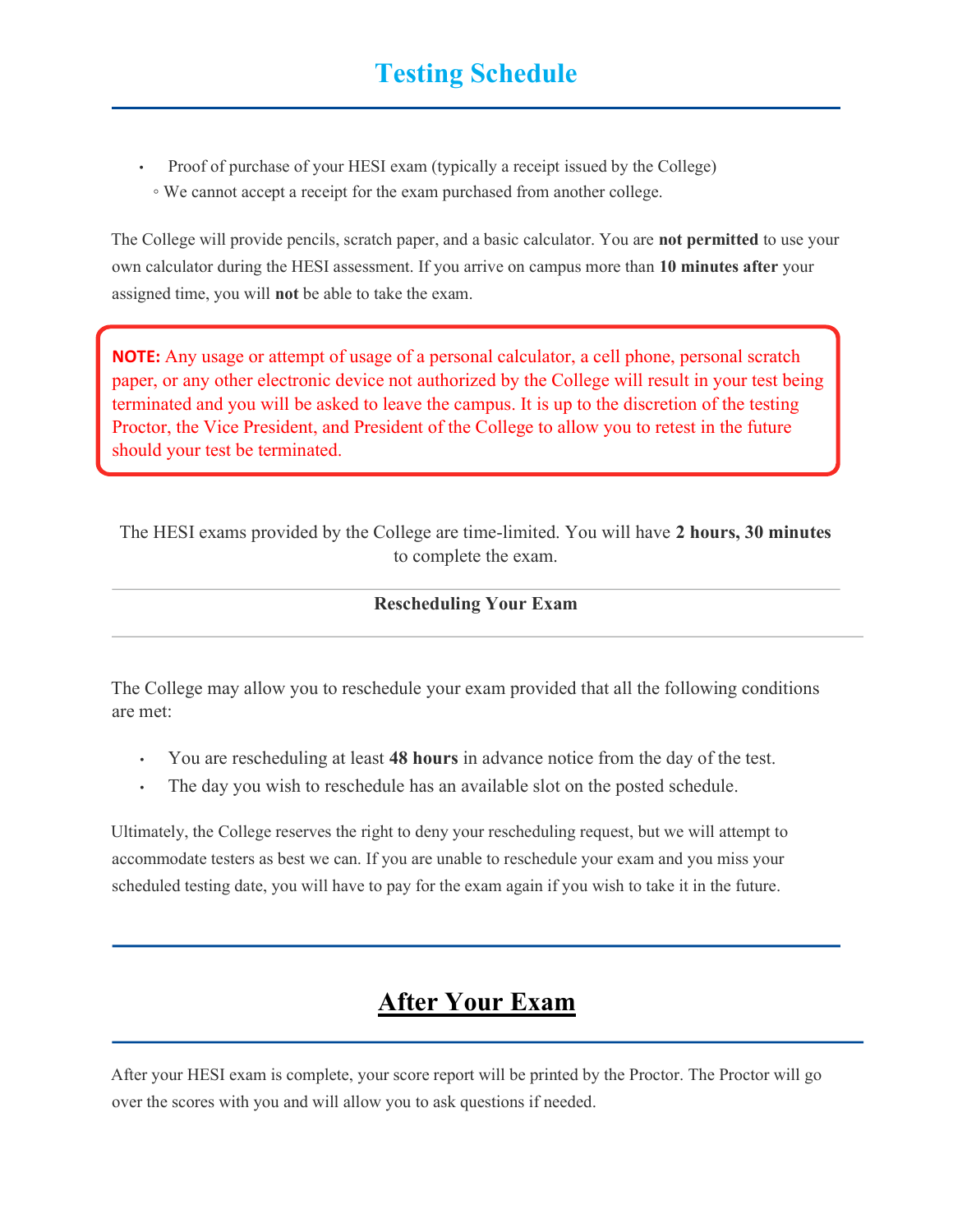## Testing Schedule

- Proof of purchase of your HESI exam (typically a receipt issued by the College)
  - We cannot accept a receipt for the exam purchased from another college.

The College will provide pencils, scratch paper, and a basic calculator. You are **not permitted** to use your own calculator during the HESI assessment. If you arrive on campus more than **10 minutes after** your assigned time, you will **not** be able to take the exam.

**NOTE:** Any usage or attempt of usage of a personal calculator, a cell phone, personal scratch paper, or any other electronic device not authorized by the College will result in your test being terminated and you will be asked to leave the campus. It is up to the discretion of the testing Proctor, the Vice President, and President of the College to allow you to retest in the future should your test be terminated.

The HESI exams provided by the College are time-limited. You will have **2 hours, 30 minutes** to complete the exam.

### Rescheduling Your Exam

The College may allow you to reschedule your exam provided that all the following conditions are met:

- You are rescheduling at least **48 hours** in advance notice from the day of the test.
- The day you wish to reschedule has an available slot on the posted schedule.

Ultimately, the College reserves the right to deny your rescheduling request, but we will attempt to accommodate testers as best we can. If you are unable to reschedule your exam and you miss your scheduled testing date, you will have to pay for the exam again if you wish to take it in the future.

## After Your Exam

After your HESI exam is complete, your score report will be printed by the Proctor. The Proctor will go over the scores with you and will allow you to ask questions if needed.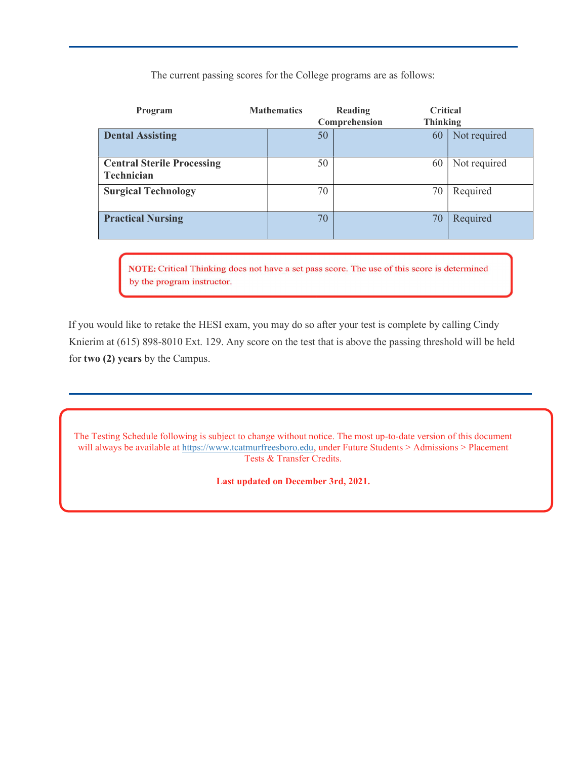The current passing scores for the College programs are as follows:

| Program | Mathematics | Reading Comprehension | Critical Thinking |
| --- | --- | --- | --- |
| **Dental Assisting** | 50 | 60 | Not required |
| **Central Sterile Processing Technician** | 50 | 60 | Not required |
| **Surgical Technology** | 70 | 70 | Required |
| **Practical Nursing** | 70 | 70 | Required |

**NOTE:** Critical Thinking does not have a set pass score. The use of this score is determined by the program instructor.

If you would like to retake the HESI exam, you may do so after your test is complete by calling Cindy Knierim at (615) 898-8010 Ext. 129. Any score on the test that is above the passing threshold will be held for **two (2) years** by the Campus.

---

The Testing Schedule following is subject to change without notice. The most up-to-date version of this document will always be available at https://www.tcatmurfreesboro.edu, under Future Students > Admissions > Placement Tests & Transfer Credits.

**Last updated on December 3rd, 2021.**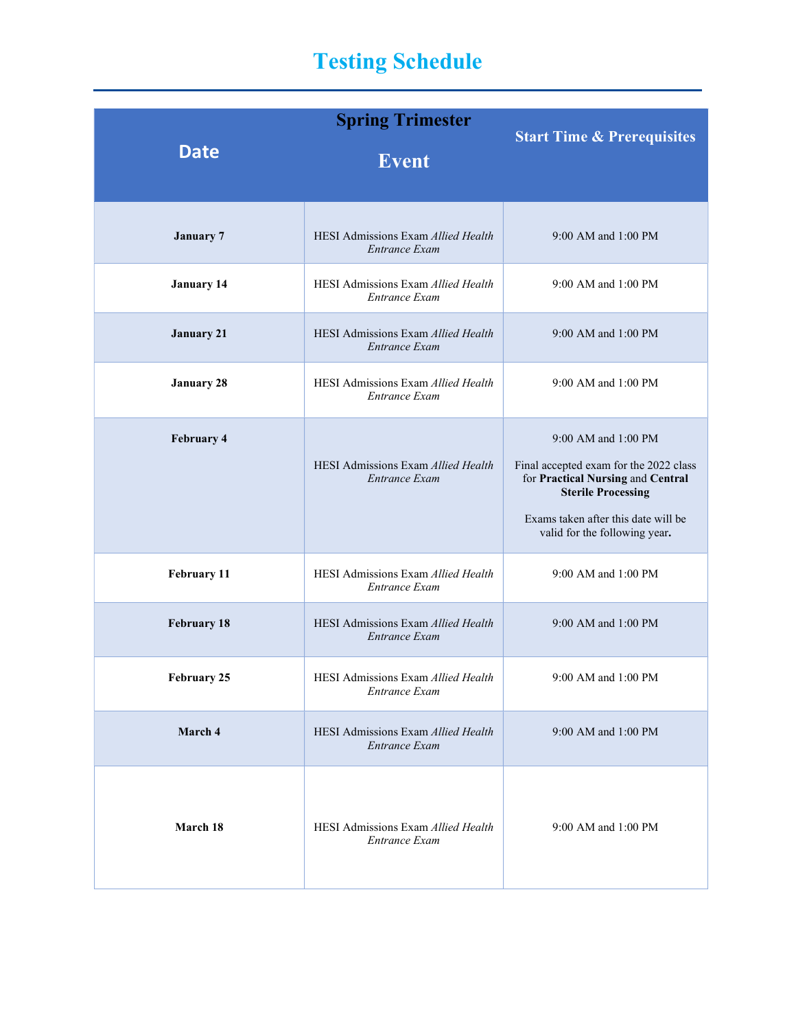# Testing Schedule

| Date | Spring Trimester<br>Event | Start Time & Prerequisites |
|---|---|---|
| **January 7** | HESI Admissions Exam *Allied Health Entrance Exam* | 9:00 AM and 1:00 PM |
| **January 14** | HESI Admissions Exam *Allied Health Entrance Exam* | 9:00 AM and 1:00 PM |
| **January 21** | HESI Admissions Exam *Allied Health Entrance Exam* | 9:00 AM and 1:00 PM |
| **January 28** | HESI Admissions Exam *Allied Health Entrance Exam* | 9:00 AM and 1:00 PM |
| **February 4** | HESI Admissions Exam *Allied Health Entrance Exam* | 9:00 AM and 1:00 PM<br><br>Final accepted exam for the 2022 class for **Practical Nursing** and **Central Sterile Processing**<br><br>Exams taken after this date will be valid for the following year**.** |
| **February 11** | HESI Admissions Exam *Allied Health Entrance Exam* | 9:00 AM and 1:00 PM |
| **February 18** | HESI Admissions Exam *Allied Health Entrance Exam* | 9:00 AM and 1:00 PM |
| **February 25** | HESI Admissions Exam *Allied Health Entrance Exam* | 9:00 AM and 1:00 PM |
| **March 4** | HESI Admissions Exam *Allied Health Entrance Exam* | 9:00 AM and 1:00 PM |
| **March 18** | HESI Admissions Exam *Allied Health Entrance Exam* | 9:00 AM and 1:00 PM |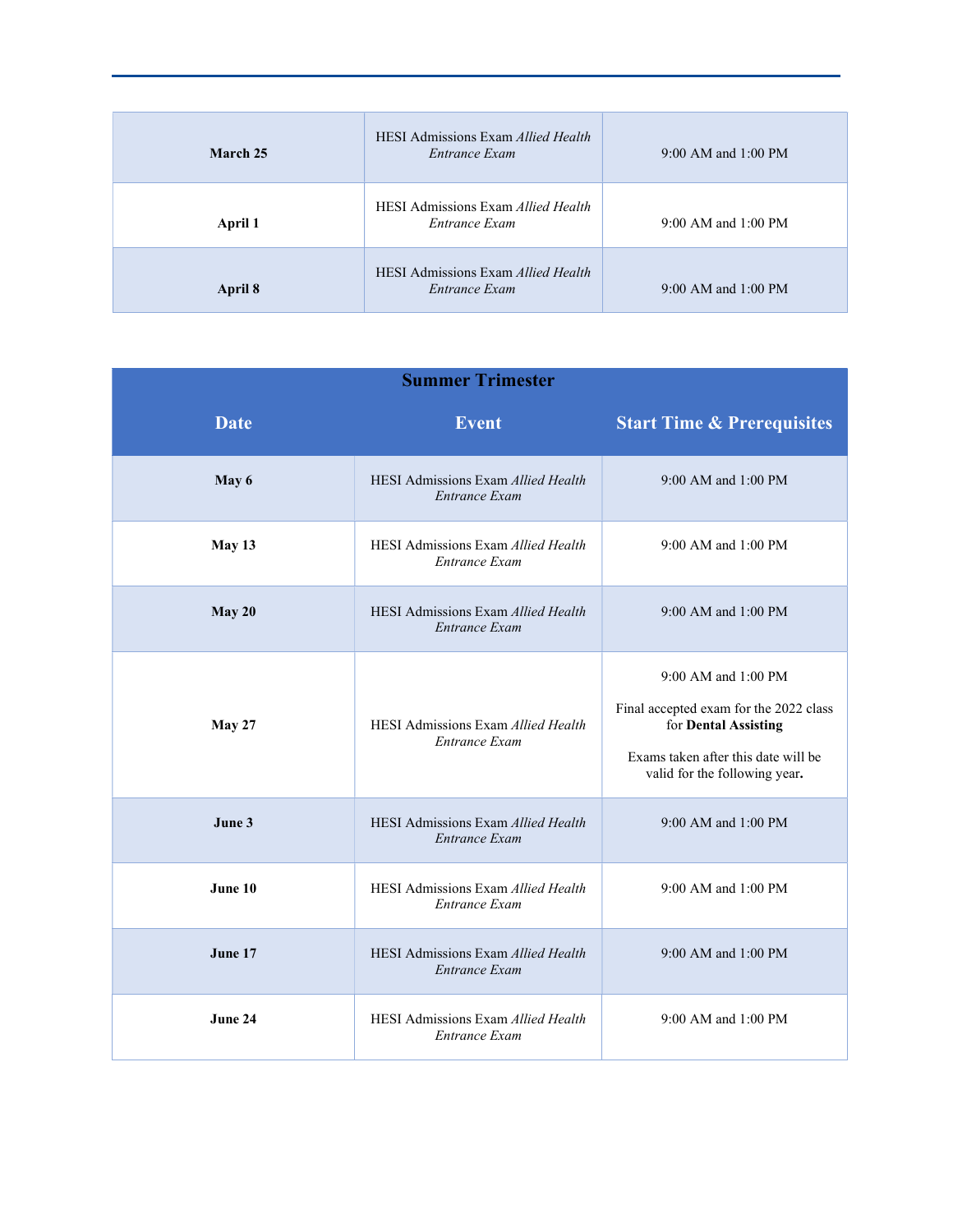| | | |
|---|---|---|
| **March 25** | HESI Admissions Exam *Allied Health Entrance Exam* | 9:00 AM and 1:00 PM |
| **April 1** | HESI Admissions Exam *Allied Health Entrance Exam* | 9:00 AM and 1:00 PM |
| **April 8** | HESI Admissions Exam *Allied Health Entrance Exam* | 9:00 AM and 1:00 PM |

| **Summer Trimester** | | |
|---|---|---|
| **Date** | **Event** | **Start Time & Prerequisites** |
| **May 6** | HESI Admissions Exam *Allied Health Entrance Exam* | 9:00 AM and 1:00 PM |
| **May 13** | HESI Admissions Exam *Allied Health Entrance Exam* | 9:00 AM and 1:00 PM |
| **May 20** | HESI Admissions Exam *Allied Health Entrance Exam* | 9:00 AM and 1:00 PM |
| **May 27** | HESI Admissions Exam *Allied Health Entrance Exam* | 9:00 AM and 1:00 PM<br><br>Final accepted exam for the 2022 class for **Dental Assisting**<br><br>Exams taken after this date will be valid for the following year**.** |
| **June 3** | HESI Admissions Exam *Allied Health Entrance Exam* | 9:00 AM and 1:00 PM |
| **June 10** | HESI Admissions Exam *Allied Health Entrance Exam* | 9:00 AM and 1:00 PM |
| **June 17** | HESI Admissions Exam *Allied Health Entrance Exam* | 9:00 AM and 1:00 PM |
| **June 24** | HESI Admissions Exam *Allied Health Entrance Exam* | 9:00 AM and 1:00 PM |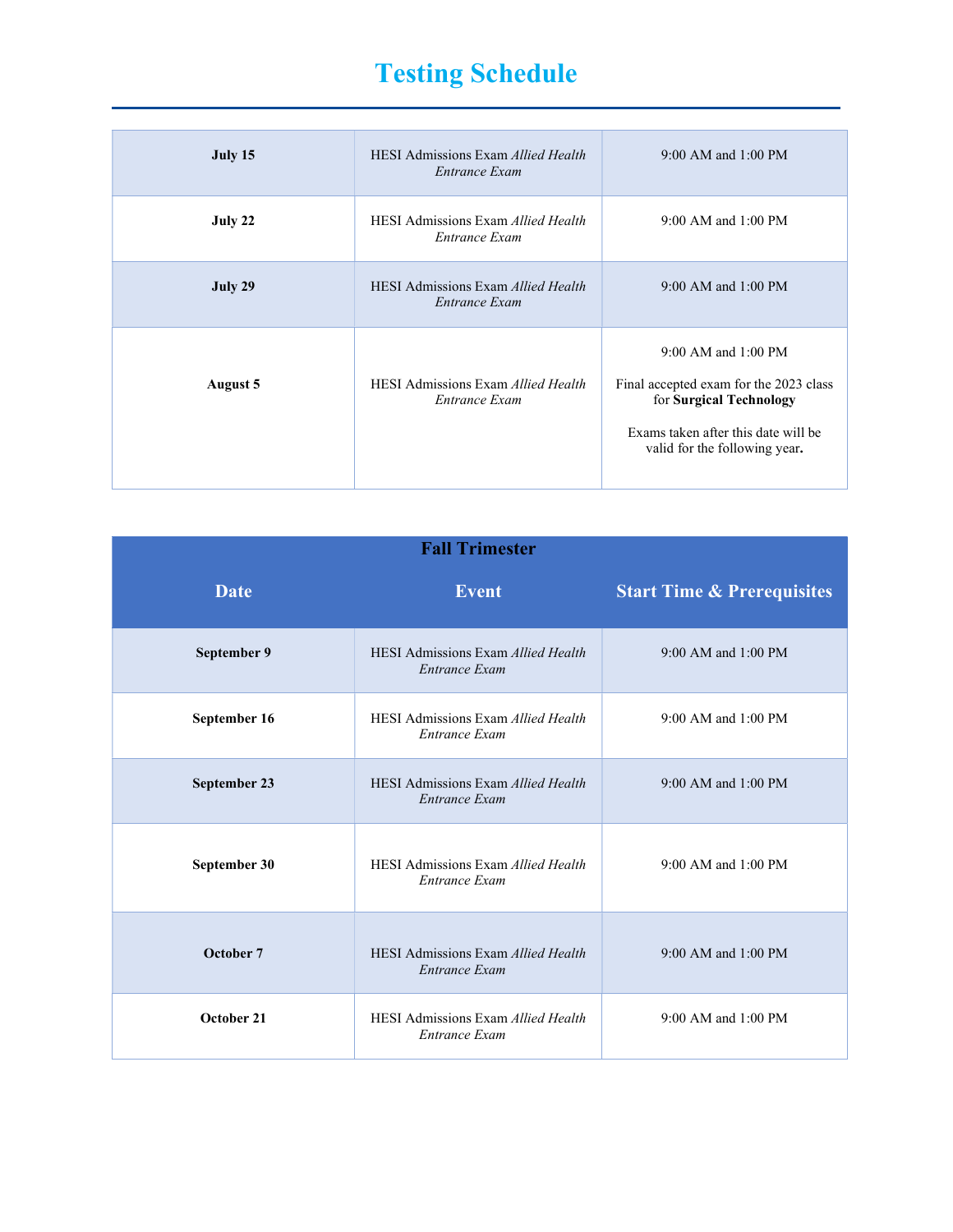## Testing Schedule

| | | |
|---|---|---|
| **July 15** | HESI Admissions Exam *Allied Health Entrance Exam* | 9:00 AM and 1:00 PM |
| **July 22** | HESI Admissions Exam *Allied Health Entrance Exam* | 9:00 AM and 1:00 PM |
| **July 29** | HESI Admissions Exam *Allied Health Entrance Exam* | 9:00 AM and 1:00 PM |
| **August 5** | HESI Admissions Exam *Allied Health Entrance Exam* | 9:00 AM and 1:00 PM<br><br>Final accepted exam for the 2023 class for **Surgical Technology**<br><br>Exams taken after this date will be valid for the following year**.** |

| **Fall Trimester** | | |
|---|---|---|
| **Date** | **Event** | **Start Time & Prerequisites** |
| **September 9** | HESI Admissions Exam *Allied Health Entrance Exam* | 9:00 AM and 1:00 PM |
| **September 16** | HESI Admissions Exam *Allied Health Entrance Exam* | 9:00 AM and 1:00 PM |
| **September 23** | HESI Admissions Exam *Allied Health Entrance Exam* | 9:00 AM and 1:00 PM |
| **September 30** | HESI Admissions Exam *Allied Health Entrance Exam* | 9:00 AM and 1:00 PM |
| **October 7** | HESI Admissions Exam *Allied Health Entrance Exam* | 9:00 AM and 1:00 PM |
| **October 21** | HESI Admissions Exam *Allied Health Entrance Exam* | 9:00 AM and 1:00 PM |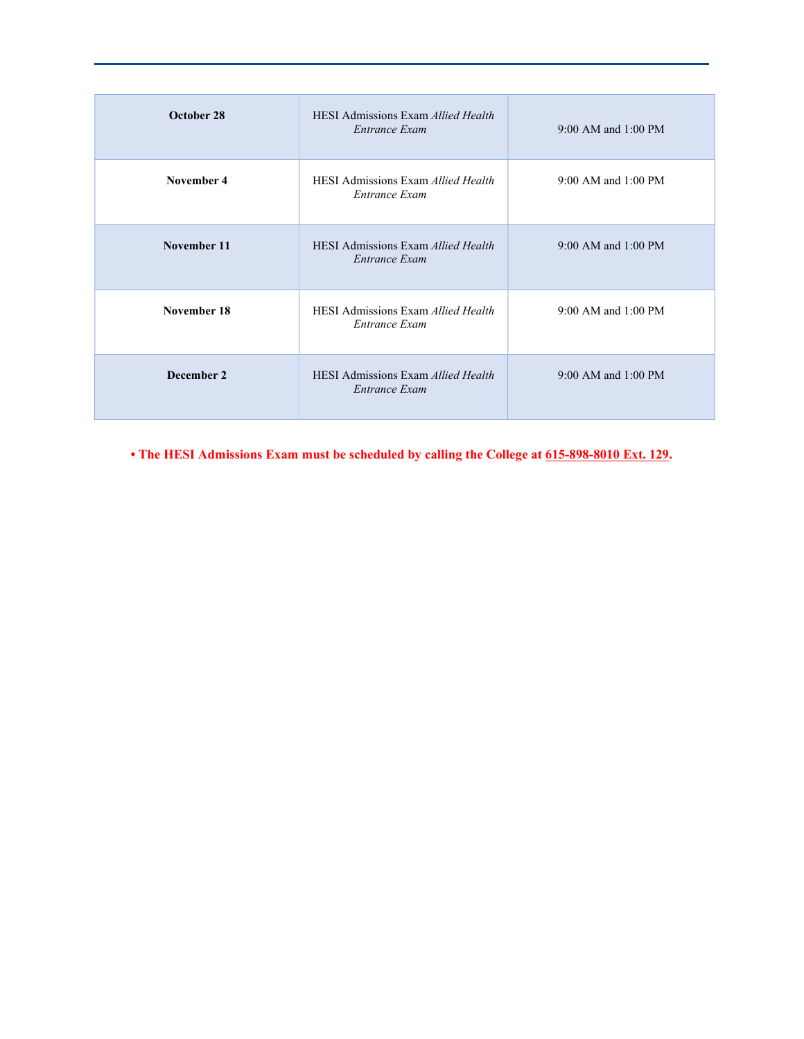| | | |
|---|---|---|
| **October 28** | HESI Admissions Exam *Allied Health Entrance Exam* | 9:00 AM and 1:00 PM |
| **November 4** | HESI Admissions Exam *Allied Health Entrance Exam* | 9:00 AM and 1:00 PM |
| **November 11** | HESI Admissions Exam *Allied Health Entrance Exam* | 9:00 AM and 1:00 PM |
| **November 18** | HESI Admissions Exam *Allied Health Entrance Exam* | 9:00 AM and 1:00 PM |
| **December 2** | HESI Admissions Exam *Allied Health Entrance Exam* | 9:00 AM and 1:00 PM |

**• The HESI Admissions Exam must be scheduled by calling the College at 615-898-8010 Ext. 129.**